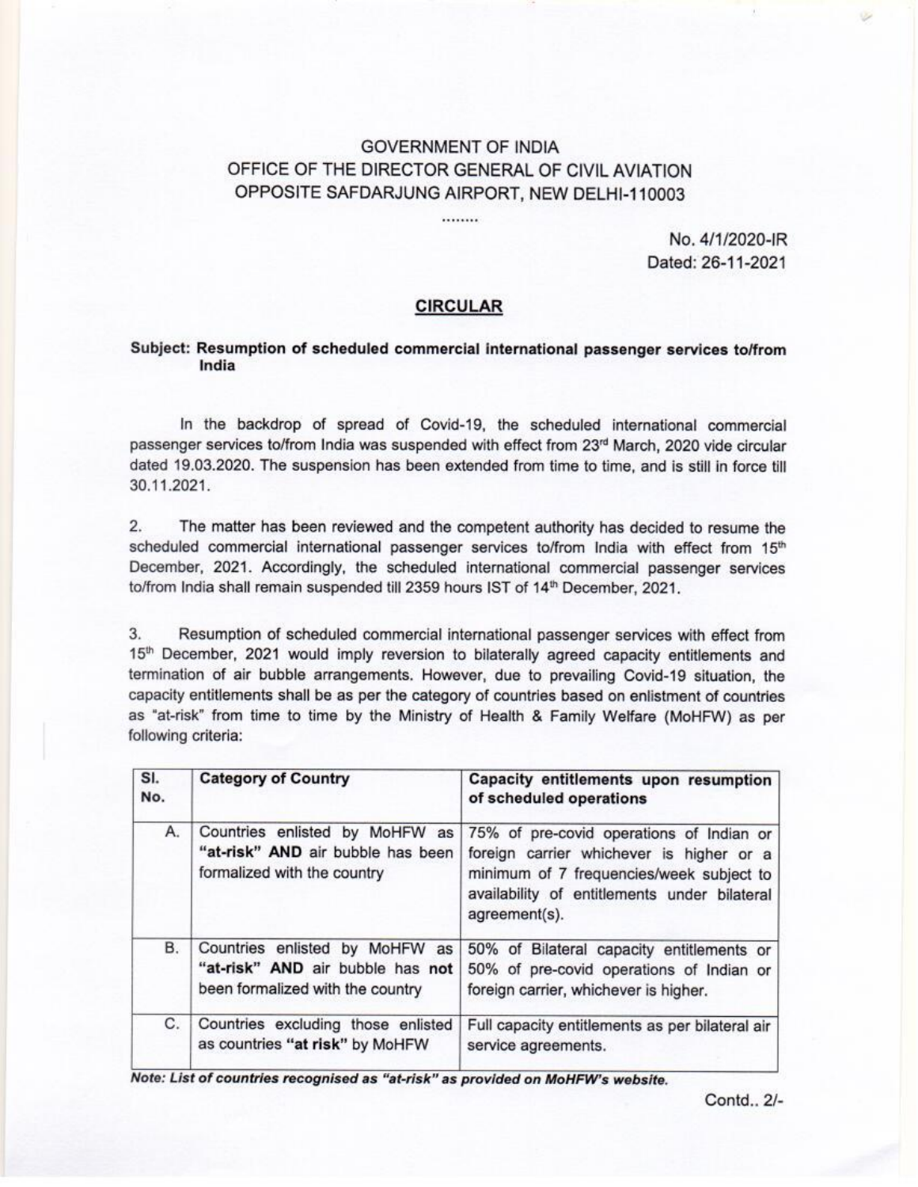GOVERNMENT OF INDIA
OFFICE OF THE DIRECTOR GENERAL OF CIVIL AVIATION
OPPOSITE SAFDARJUNG AIRPORT, NEW DELHI-110003

........

No. 4/1/2020-IR
Dated: 26-11-2021

## CIRCULAR

**Subject: Resumption of scheduled commercial international passenger services to/from India**

In the backdrop of spread of Covid-19, the scheduled international commercial passenger services to/from India was suspended with effect from 23rd March, 2020 vide circular dated 19.03.2020. The suspension has been extended from time to time, and is still in force till 30.11.2021.

2. The matter has been reviewed and the competent authority has decided to resume the scheduled commercial international passenger services to/from India with effect from 15th December, 2021. Accordingly, the scheduled international commercial passenger services to/from India shall remain suspended till 2359 hours IST of 14th December, 2021.

3. Resumption of scheduled commercial international passenger services with effect from 15th December, 2021 would imply reversion to bilaterally agreed capacity entitlements and termination of air bubble arrangements. However, due to prevailing Covid-19 situation, the capacity entitlements shall be as per the category of countries based on enlistment of countries as "at-risk" from time to time by the Ministry of Health & Family Welfare (MoHFW) as per following criteria:

| Sl. No. | Category of Country | Capacity entitlements upon resumption of scheduled operations |
|---|---|---|
| A. | Countries enlisted by MoHFW as **"at-risk" AND** air bubble has been formalized with the country | 75% of pre-covid operations of Indian or foreign carrier whichever is higher or a minimum of 7 frequencies/week subject to availability of entitlements under bilateral agreement(s). |
| B. | Countries enlisted by MoHFW as **"at-risk" AND** air bubble has **not** been formalized with the country | 50% of Bilateral capacity entitlements or 50% of pre-covid operations of Indian or foreign carrier, whichever is higher. |
| C. | Countries excluding those enlisted as countries **"at risk"** by MoHFW | Full capacity entitlements as per bilateral air service agreements. |

***Note: List of countries recognised as "at-risk" as provided on MoHFW's website.***

Contd.. 2/-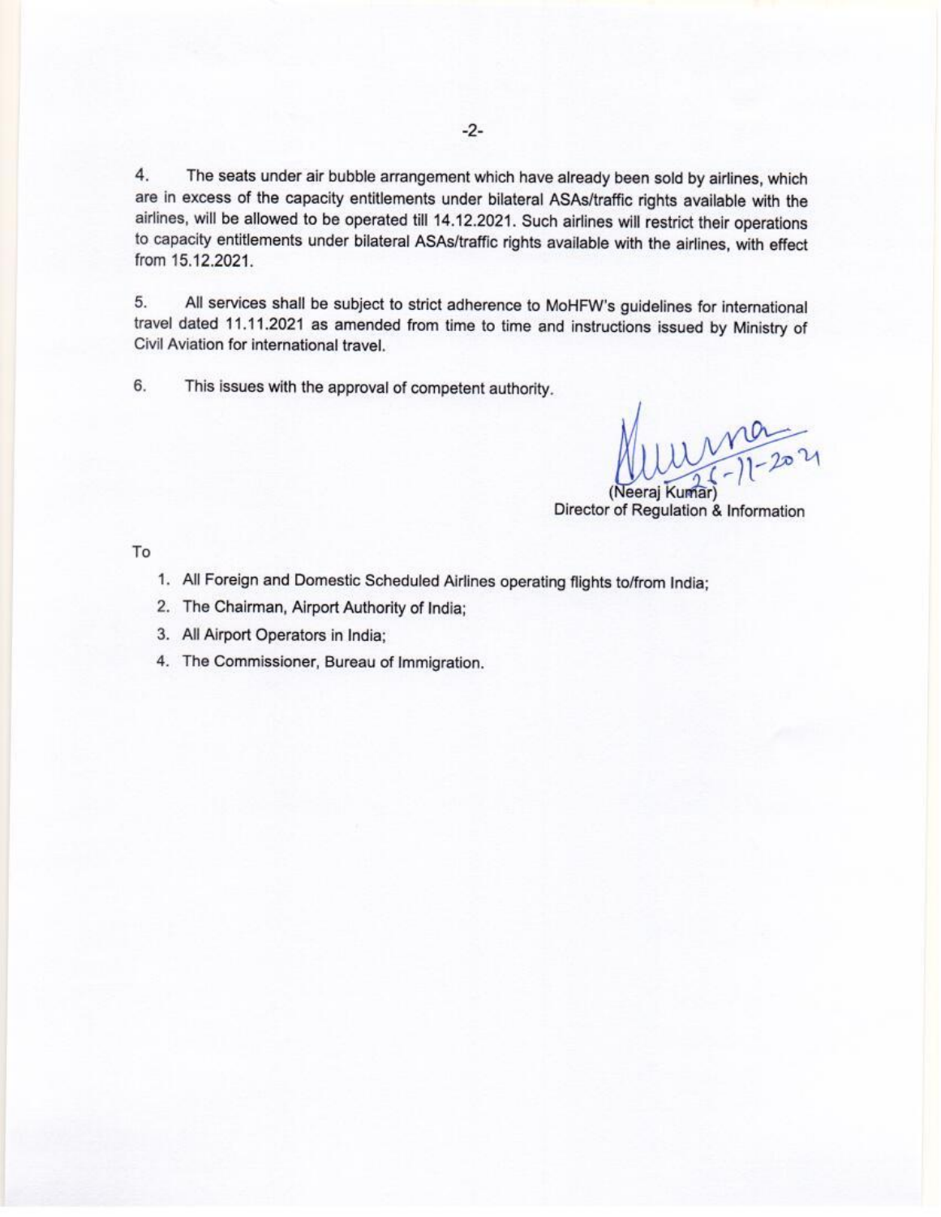4. The seats under air bubble arrangement which have already been sold by airlines, which are in excess of the capacity entitlements under bilateral ASAs/traffic rights available with the airlines, will be allowed to be operated till 14.12.2021. Such airlines will restrict their operations to capacity entitlements under bilateral ASAs/traffic rights available with the airlines, with effect from 15.12.2021.

5. All services shall be subject to strict adherence to MoHFW's guidelines for international travel dated 11.11.2021 as amended from time to time and instructions issued by Ministry of Civil Aviation for international travel.

6. This issues with the approval of competent authority.

26-11-2021

(Neeraj Kumar)
Director of Regulation & Information

To

1. All Foreign and Domestic Scheduled Airlines operating flights to/from India;
2. The Chairman, Airport Authority of India;
3. All Airport Operators in India;
4. The Commissioner, Bureau of Immigration.